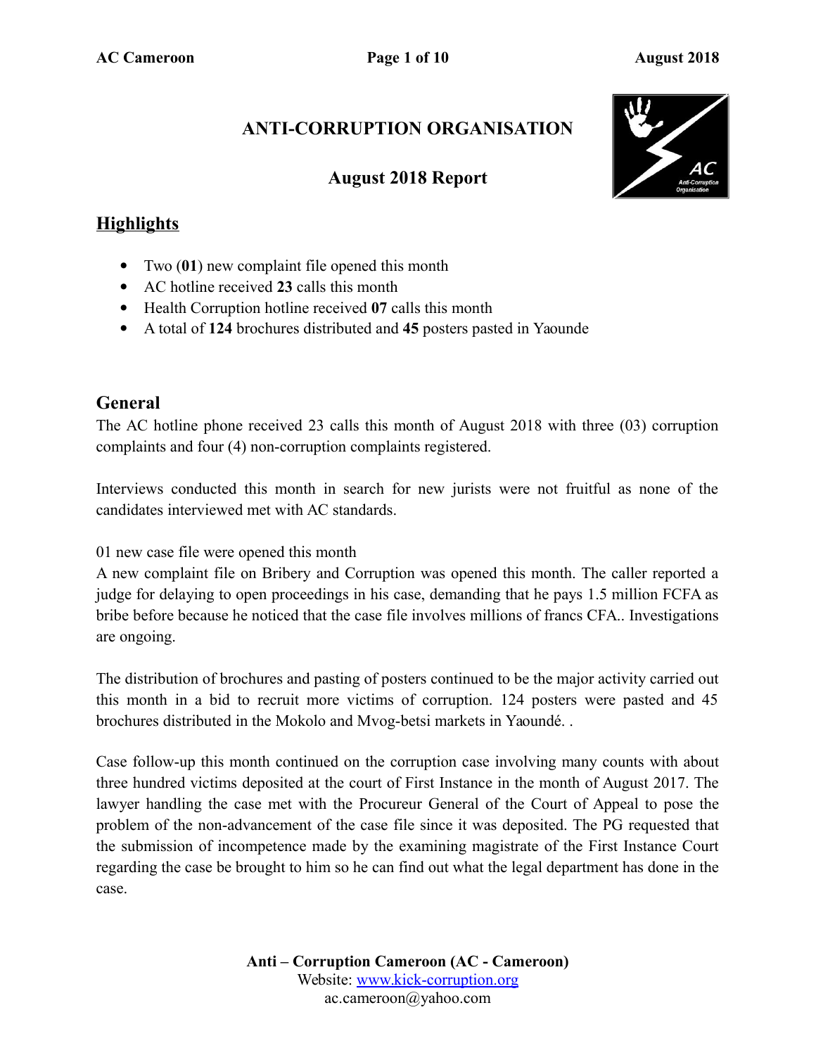# ANTI-CORRUPTION ORGANISATION

## August 2018 Report

## Highlights

- Two (**01**) new complaint file opened this month
- AC hotline received **23** calls this month
- Health Corruption hotline received **07** calls this month
- A total of **124** brochures distributed and **45** posters pasted in Yaounde

## General

The AC hotline phone received 23 calls this month of August 2018 with three (03) corruption complaints and four (4) non-corruption complaints registered.

Interviews conducted this month in search for new jurists were not fruitful as none of the candidates interviewed met with AC standards.

01 new case file were opened this month
A new complaint file on Bribery and Corruption was opened this month. The caller reported a judge for delaying to open proceedings in his case, demanding that he pays 1.5 million FCFA as bribe before because he noticed that the case file involves millions of francs CFA.. Investigations are ongoing.

The distribution of brochures and pasting of posters continued to be the major activity carried out this month in a bid to recruit more victims of corruption. 124 posters were pasted and 45 brochures distributed in the Mokolo and Mvog-betsi markets in Yaoundé. .

Case follow-up this month continued on the corruption case involving many counts with about three hundred victims deposited at the court of First Instance in the month of August 2017. The lawyer handling the case met with the Procureur General of the Court of Appeal to pose the problem of the non-advancement of the case file since it was deposited. The PG requested that the submission of incompetence made by the examining magistrate of the First Instance Court regarding the case be brought to him so he can find out what the legal department has done in the case.

**Anti – Corruption Cameroon (AC - Cameroon)**
Website: www.kick-corruption.org
ac.cameroon@yahoo.com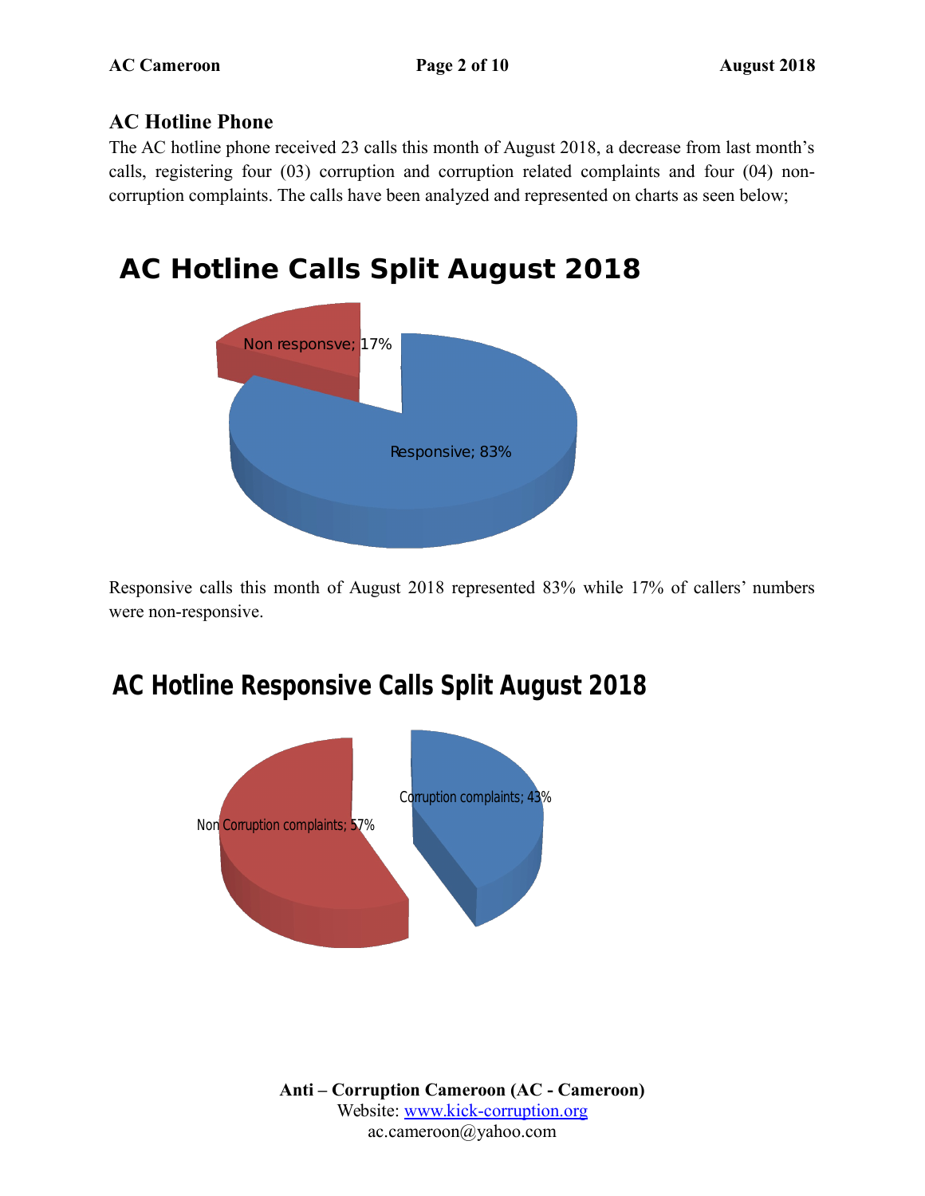## AC Hotline Phone

The AC hotline phone received 23 calls this month of August 2018, a decrease from last month's calls, registering four (03) corruption and corruption related complaints and four (04) non-corruption complaints. The calls have been analyzed and represented on charts as seen below;

**AC Hotline Calls Split August 2018**

Non responsve; 17%

Responsive; 83%

Responsive calls this month of August 2018 represented 83% while 17% of callers' numbers were non-responsive.

**AC Hotline Responsive Calls Split August 2018**

Corruption complaints; 43%

Non Corruption complaints; 57%

**Anti – Corruption Cameroon (AC - Cameroon)**
Website: www.kick-corruption.org
ac.cameroon@yahoo.com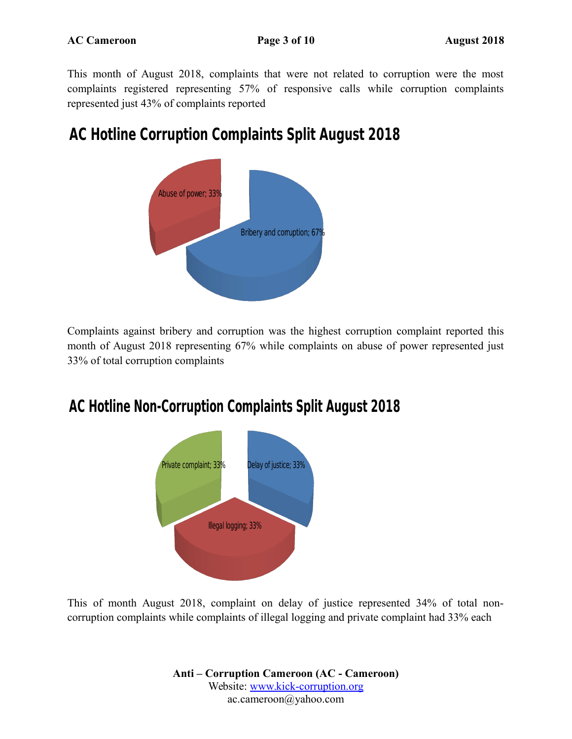This month of August 2018, complaints that were not related to corruption were the most complaints registered representing 57% of responsive calls while corruption complaints represented just 43% of complaints reported

## AC Hotline Corruption Complaints Split August 2018

Abuse of power; 33%

Bribery and corruption; 67%

Complaints against bribery and corruption was the highest corruption complaint reported this month of August 2018 representing 67% while complaints on abuse of power represented just 33% of total corruption complaints

## AC Hotline Non-Corruption Complaints Split August 2018

Private complaint; 33%

Delay of justice; 33%

Illegal logging; 33%

This of month August 2018, complaint on delay of justice represented 34% of total non-corruption complaints while complaints of illegal logging and private complaint had 33% each

**Anti – Corruption Cameroon (AC - Cameroon)**
Website: [www.kick-corruption.org](http://www.kick-corruption.org)
ac.cameroon@yahoo.com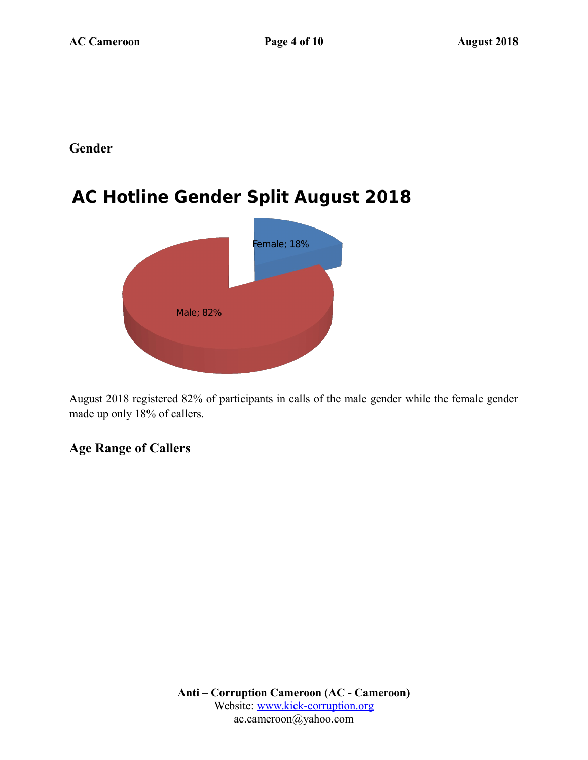## Gender

**AC Hotline Gender Split August 2018**

Female; 18%

Male; 82%

August 2018 registered 82% of participants in calls of the male gender while the female gender made up only 18% of callers.

## Age Range of Callers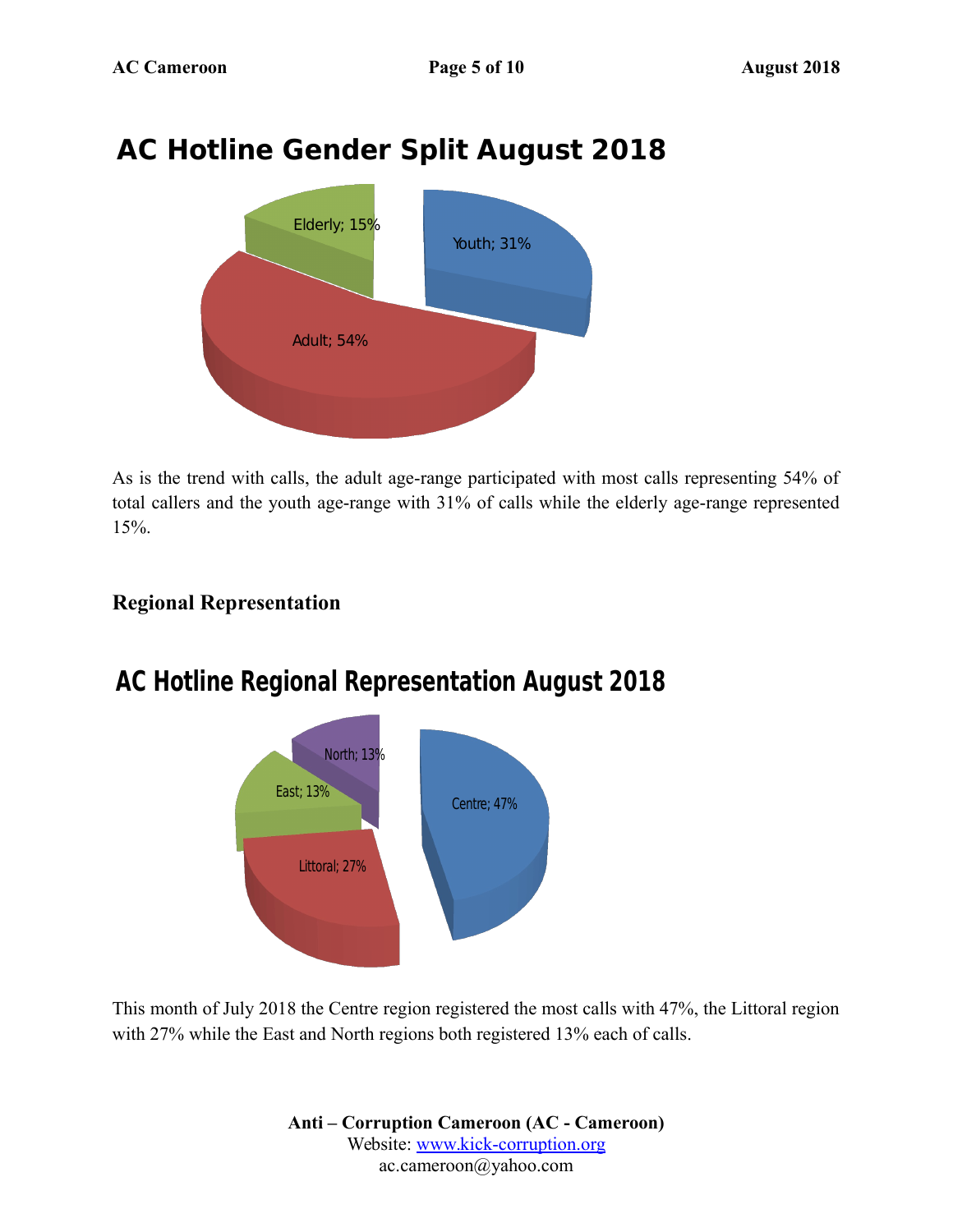## AC Hotline Gender Split August 2018

Elderly; 15%

Youth; 31%

Adult; 54%

As is the trend with calls, the adult age-range participated with most calls representing 54% of total callers and the youth age-range with 31% of calls while the elderly age-range represented 15%.

### Regional Representation

## AC Hotline Regional Representation August 2018

North; 13%

East; 13%

Centre; 47%

Littoral; 27%

This month of July 2018 the Centre region registered the most calls with 47%, the Littoral region with 27% while the East and North regions both registered 13% each of calls.

**Anti – Corruption Cameroon (AC - Cameroon)**
Website: www.kick-corruption.org
ac.cameroon@yahoo.com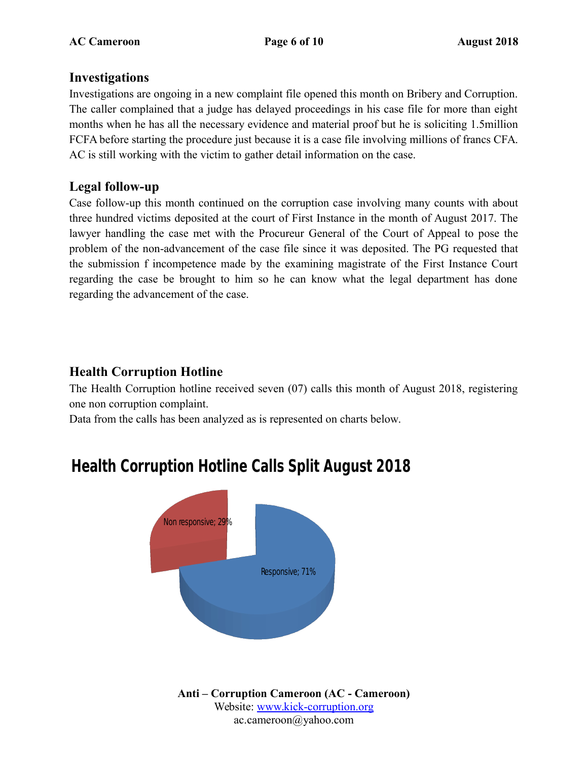## Investigations

Investigations are ongoing in a new complaint file opened this month on Bribery and Corruption. The caller complained that a judge has delayed proceedings in his case file for more than eight months when he has all the necessary evidence and material proof but he is soliciting 1.5million FCFA before starting the procedure just because it is a case file involving millions of francs CFA. AC is still working with the victim to gather detail information on the case.

## Legal follow-up

Case follow-up this month continued on the corruption case involving many counts with about three hundred victims deposited at the court of First Instance in the month of August 2017. The lawyer handling the case met with the Procureur General of the Court of Appeal to pose the problem of the non-advancement of the case file since it was deposited. The PG requested that the submission f incompetence made by the examining magistrate of the First Instance Court regarding the case be brought to him so he can know what the legal department has done regarding the advancement of the case.

## Health Corruption Hotline

The Health Corruption hotline received seven (07) calls this month of August 2018, registering one non corruption complaint.

Data from the calls has been analyzed as is represented on charts below.

**Health Corruption Hotline Calls Split August 2018**

Non responsive; 29%

Responsive; 71%

**Anti – Corruption Cameroon (AC - Cameroon)**
Website: www.kick-corruption.org
ac.cameroon@yahoo.com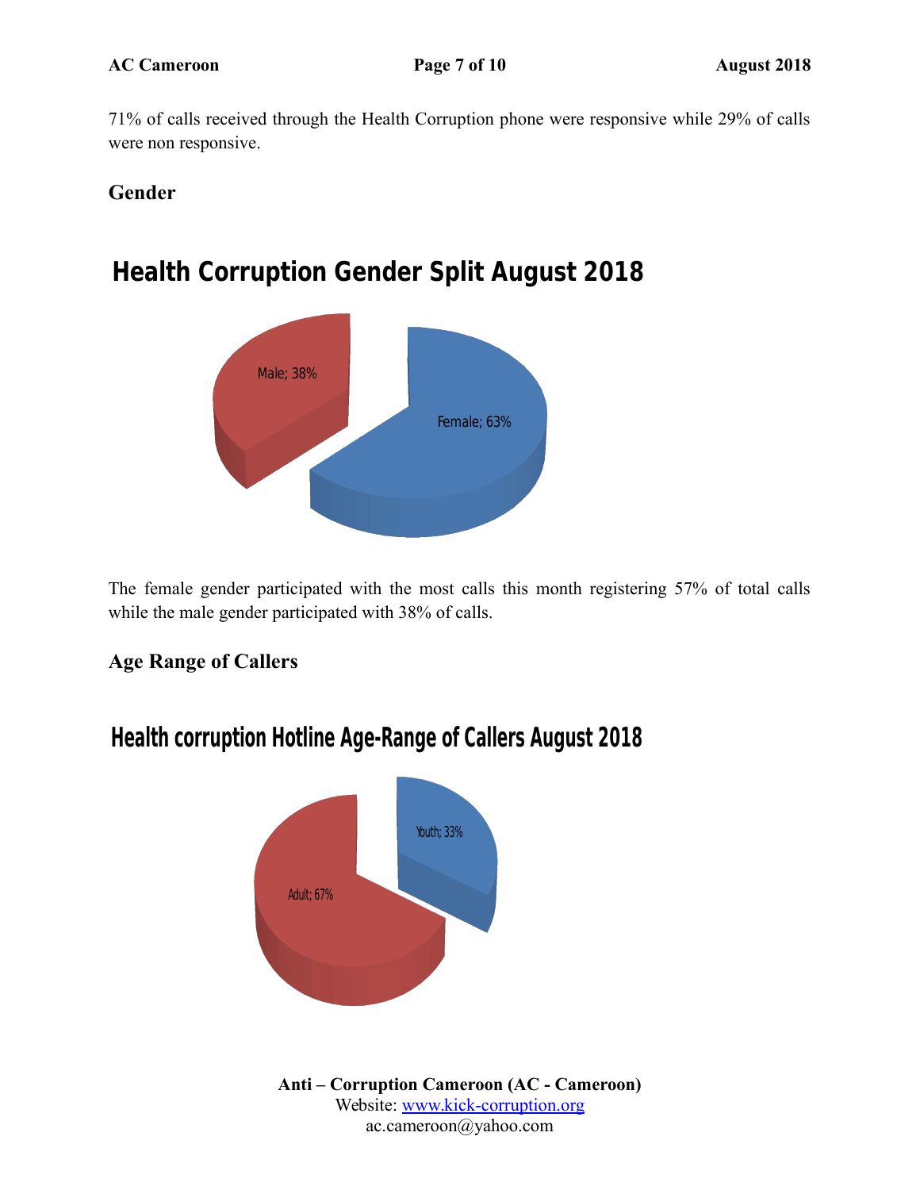71% of calls received through the Health Corruption phone were responsive while 29% of calls were non responsive.

## Gender

### Health Corruption Gender Split August 2018

Male; 38%

Female; 63%

The female gender participated with the most calls this month registering 57% of total calls while the male gender participated with 38% of calls.

## Age Range of Callers

### Health corruption Hotline Age-Range of Callers August 2018

Youth; 33%

Adult; 67%

**Anti – Corruption Cameroon (AC - Cameroon)**
Website: [www.kick-corruption.org](http://www.kick-corruption.org)
ac.cameroon@yahoo.com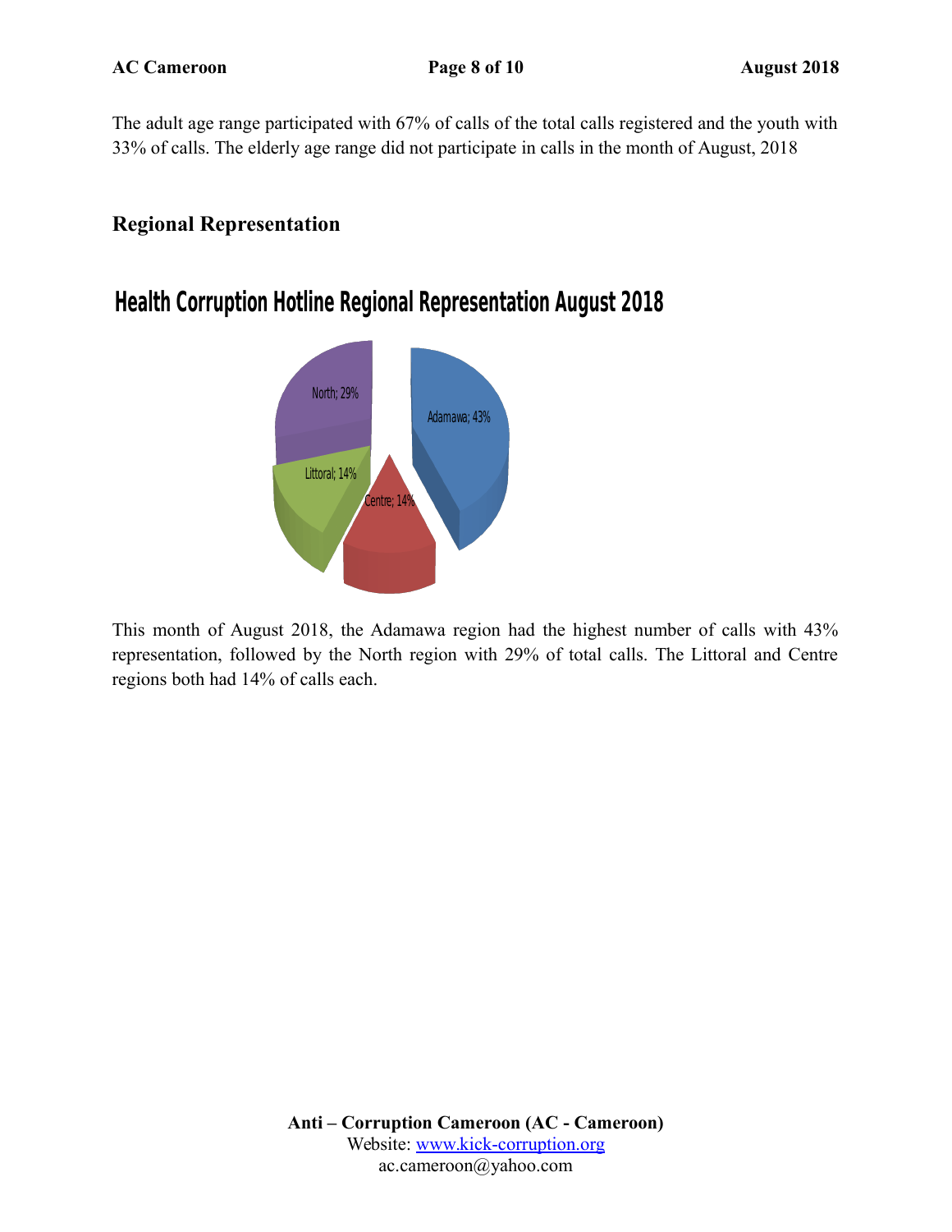The adult age range participated with 67% of calls of the total calls registered and the youth with 33% of calls. The elderly age range did not participate in calls in the month of August, 2018

## Regional Representation

**Health Corruption Hotline Regional Representation August 2018**

North; 29%

Adamawa; 43%

Littoral; 14%

Centre; 14%

This month of August 2018, the Adamawa region had the highest number of calls with 43% representation, followed by the North region with 29% of total calls. The Littoral and Centre regions both had 14% of calls each.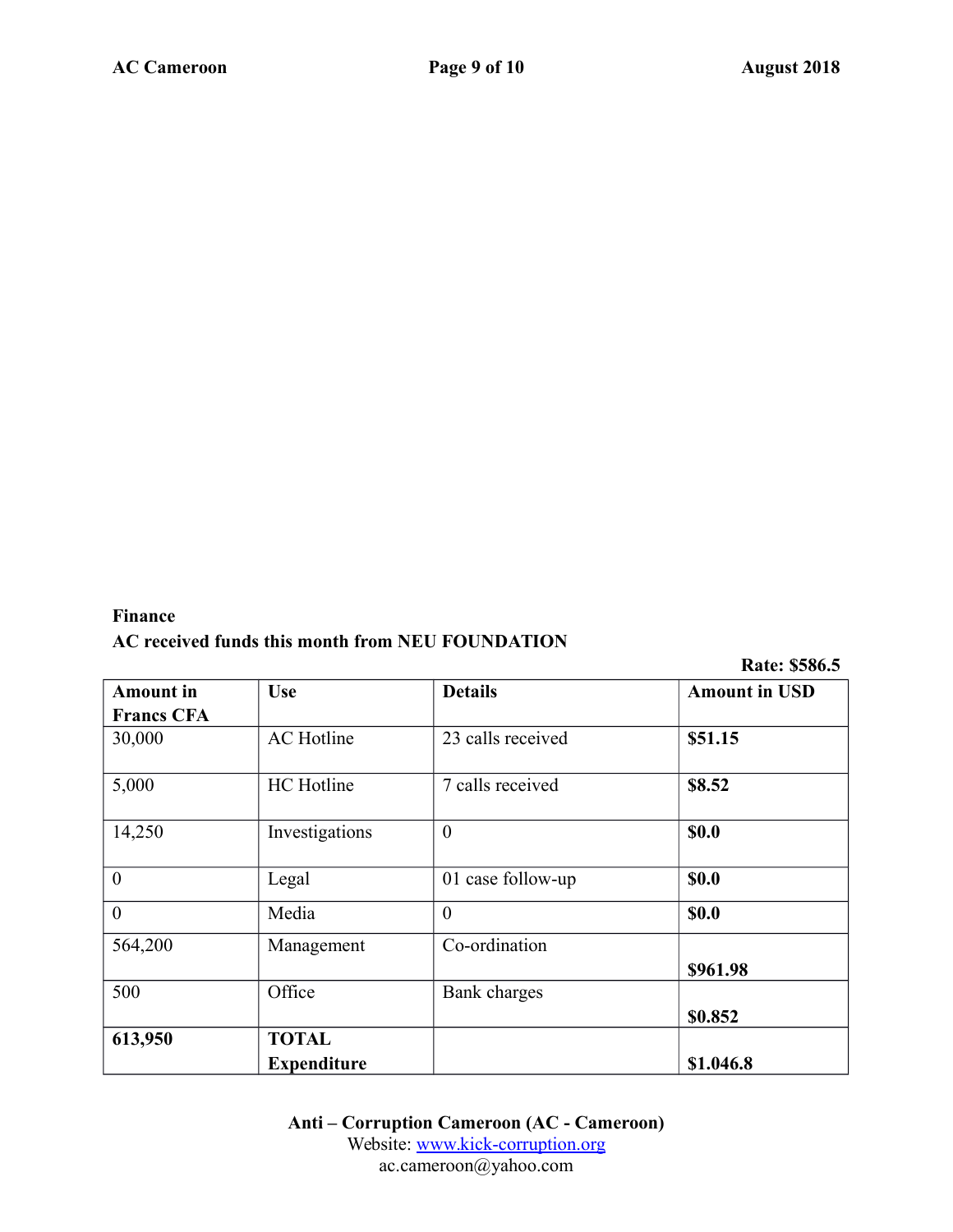**Finance**

**AC received funds this month from NEU FOUNDATION**

**Rate: $586.5**

| Amount in Francs CFA | Use | Details | Amount in USD |
|---|---|---|---|
| 30,000 | AC Hotline | 23 calls received | **$51.15** |
| 5,000 | HC Hotline | 7 calls received | **$8.52** |
| 14,250 | Investigations | 0 | **$0.0** |
| 0 | Legal | 01 case follow-up | **$0.0** |
| 0 | Media | 0 | **$0.0** |
| 564,200 | Management | Co-ordination | **$961.98** |
| 500 | Office | Bank charges | **$0.852** |
| **613,950** | **TOTAL Expenditure** | | **$1.046.8** |

**Anti – Corruption Cameroon (AC - Cameroon)**
Website: [www.kick-corruption.org](http://www.kick-corruption.org)
ac.cameroon@yahoo.com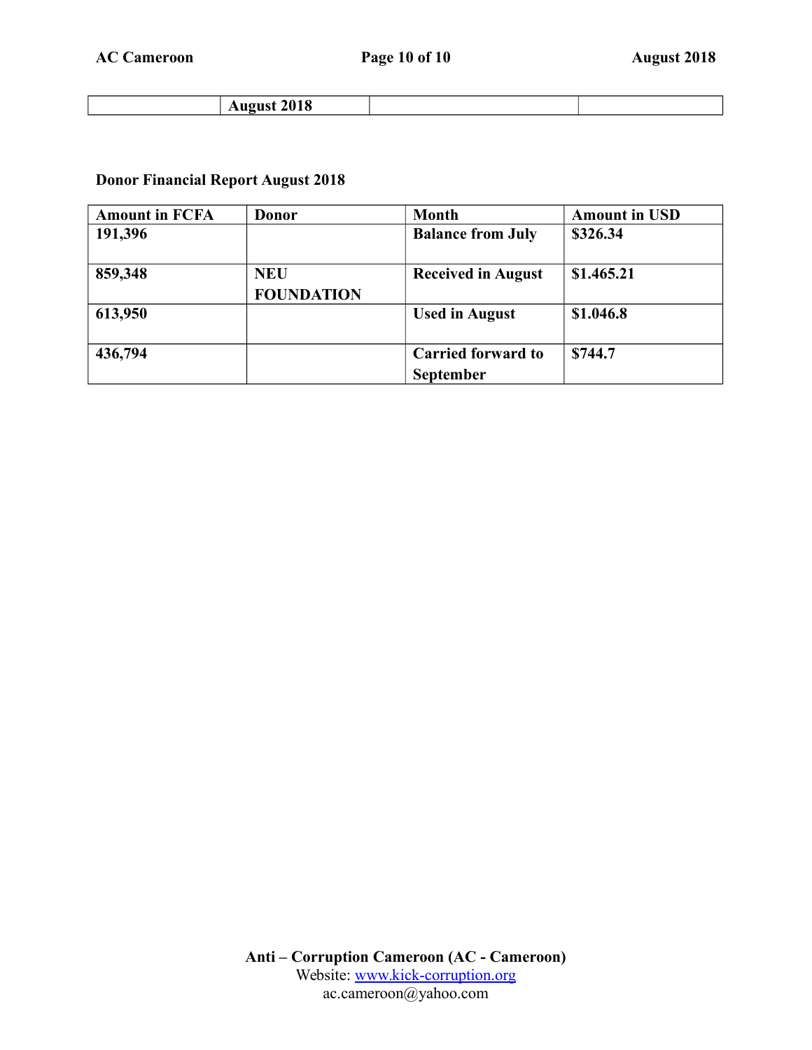| | | | |
|---|---|---|---|
| | August 2018 | | |

**Donor Financial Report August 2018**

| Amount in FCFA | Donor | Month | Amount in USD |
|---|---|---|---|
| 191,396 | | Balance from July | $326.34 |
| 859,348 | NEU FOUNDATION | Received in August | $1.465.21 |
| 613,950 | | Used in August | $1.046.8 |
| 436,794 | | Carried forward to September | $744.7 |

**Anti – Corruption Cameroon (AC - Cameroon)**
Website: www.kick-corruption.org
ac.cameroon@yahoo.com